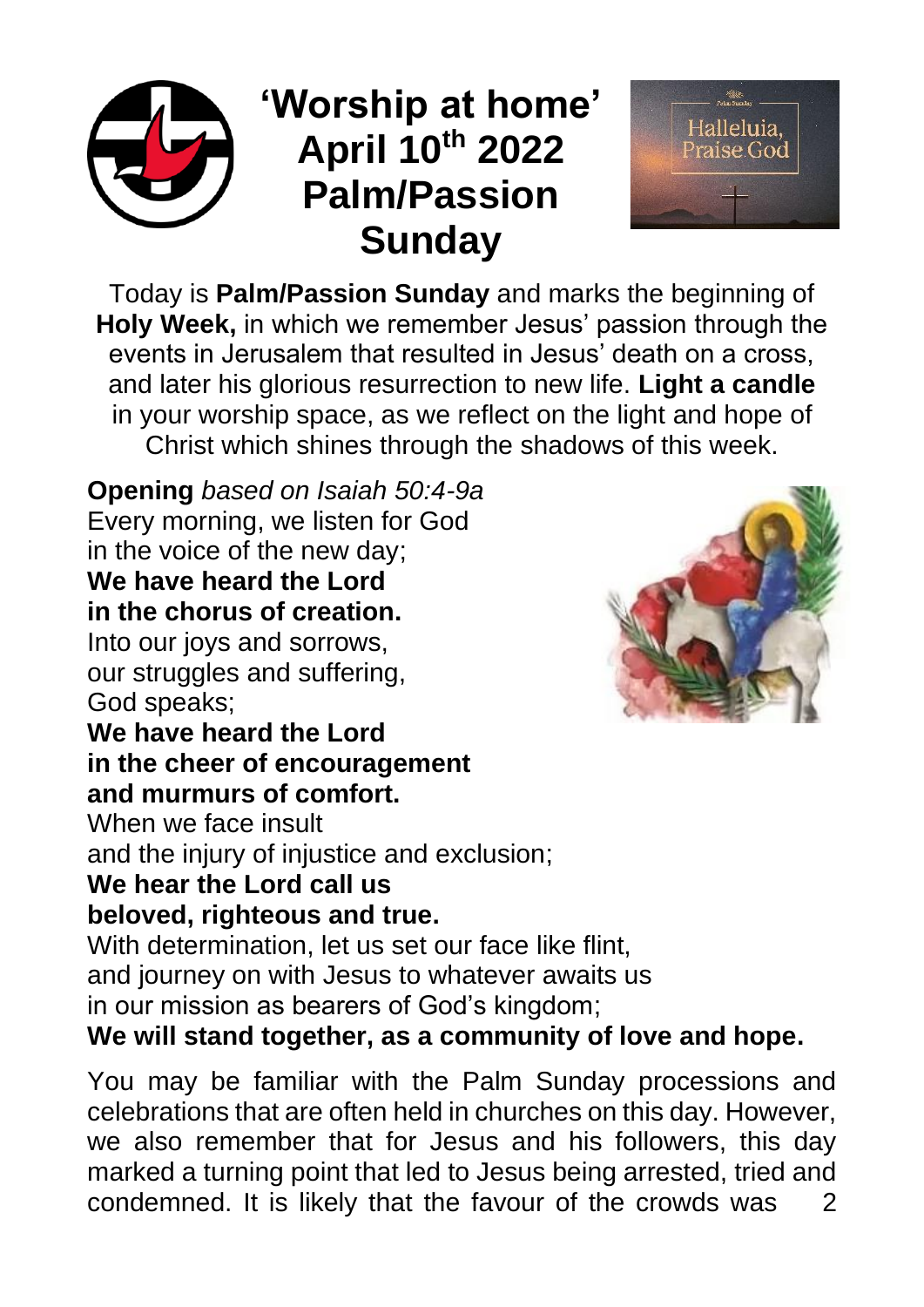# 'Worship at home' April 10th 2022 Palm/Passion Sunday

Today is **Palm/Passion Sunday** and marks the beginning of **Holy Week,** in which we remember Jesus' passion through the events in Jerusalem that resulted in Jesus' death on a cross, and later his glorious resurrection to new life. **Light a candle** in your worship space, as we reflect on the light and hope of Christ which shines through the shadows of this week.

**Opening** *based on Isaiah 50:4-9a*
Every morning, we listen for God
in the voice of the new day;
**We have heard the Lord**
**in the chorus of creation.**
Into our joys and sorrows,
our struggles and suffering,
God speaks;
**We have heard the Lord**
**in the cheer of encouragement**
**and murmurs of comfort.**
When we face insult
and the injury of injustice and exclusion;
**We hear the Lord call us**
**beloved, righteous and true.**
With determination, let us set our face like flint,
and journey on with Jesus to whatever awaits us
in our mission as bearers of God's kingdom;
**We will stand together, as a community of love and hope.**

You may be familiar with the Palm Sunday processions and celebrations that are often held in churches on this day. However, we also remember that for Jesus and his followers, this day marked a turning point that led to Jesus being arrested, tried and condemned. It is likely that the favour of the crowds was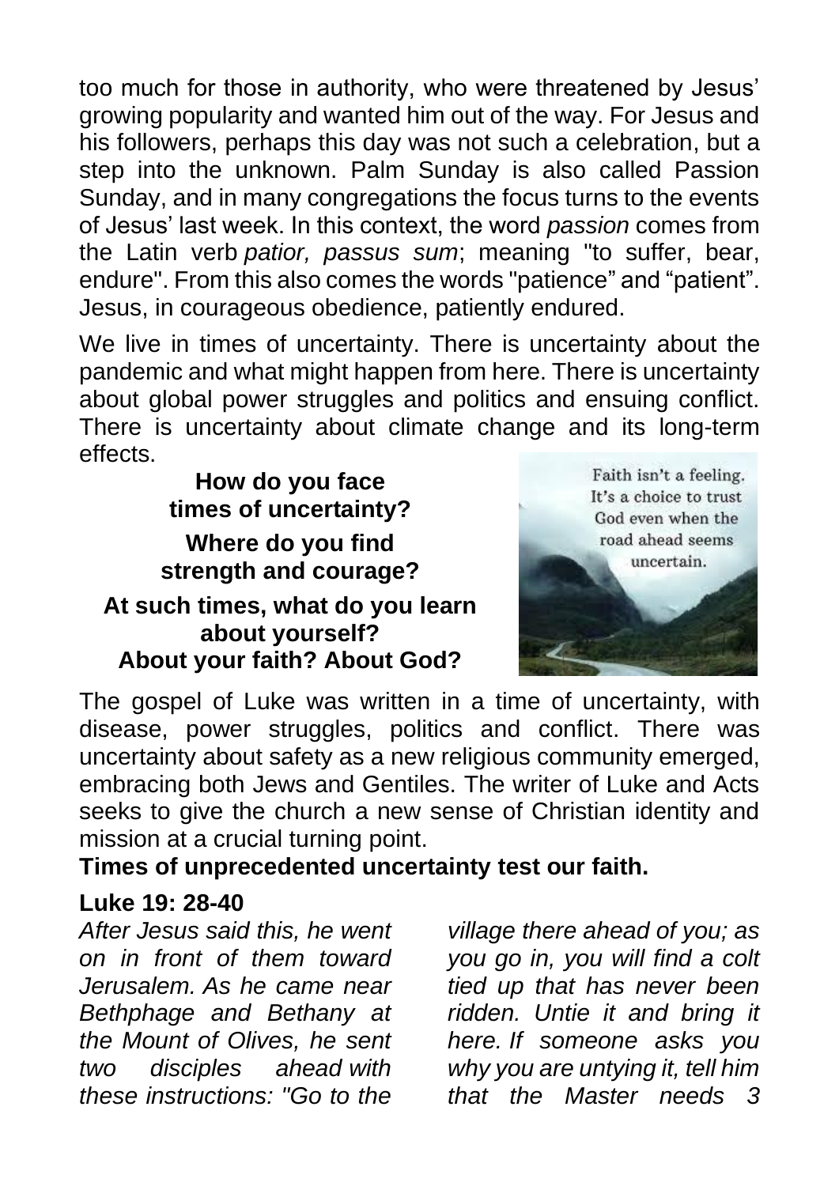too much for those in authority, who were threatened by Jesus' growing popularity and wanted him out of the way. For Jesus and his followers, perhaps this day was not such a celebration, but a step into the unknown. Palm Sunday is also called Passion Sunday, and in many congregations the focus turns to the events of Jesus' last week. In this context, the word *passion* comes from the Latin verb *patior, passus sum*; meaning "to suffer, bear, endure". From this also comes the words "patience" and "patient". Jesus, in courageous obedience, patiently endured.

We live in times of uncertainty. There is uncertainty about the pandemic and what might happen from here. There is uncertainty about global power struggles and politics and ensuing conflict. There is uncertainty about climate change and its long-term effects.

**How do you face times of uncertainty?**

**Where do you find strength and courage?**

**At such times, what do you learn about yourself? About your faith? About God?**

Faith isn't a feeling. It's a choice to trust God even when the road ahead seems uncertain.

The gospel of Luke was written in a time of uncertainty, with disease, power struggles, politics and conflict. There was uncertainty about safety as a new religious community emerged, embracing both Jews and Gentiles. The writer of Luke and Acts seeks to give the church a new sense of Christian identity and mission at a crucial turning point.

**Times of unprecedented uncertainty test our faith.**

**Luke 19: 28-40**

*After Jesus said this, he went on in front of them toward Jerusalem. As he came near Bethphage and Bethany at the Mount of Olives, he sent two disciples ahead with these instructions: "Go to the village there ahead of you; as you go in, you will find a colt tied up that has never been ridden. Untie it and bring it here. If someone asks you why you are untying it, tell him that the Master needs*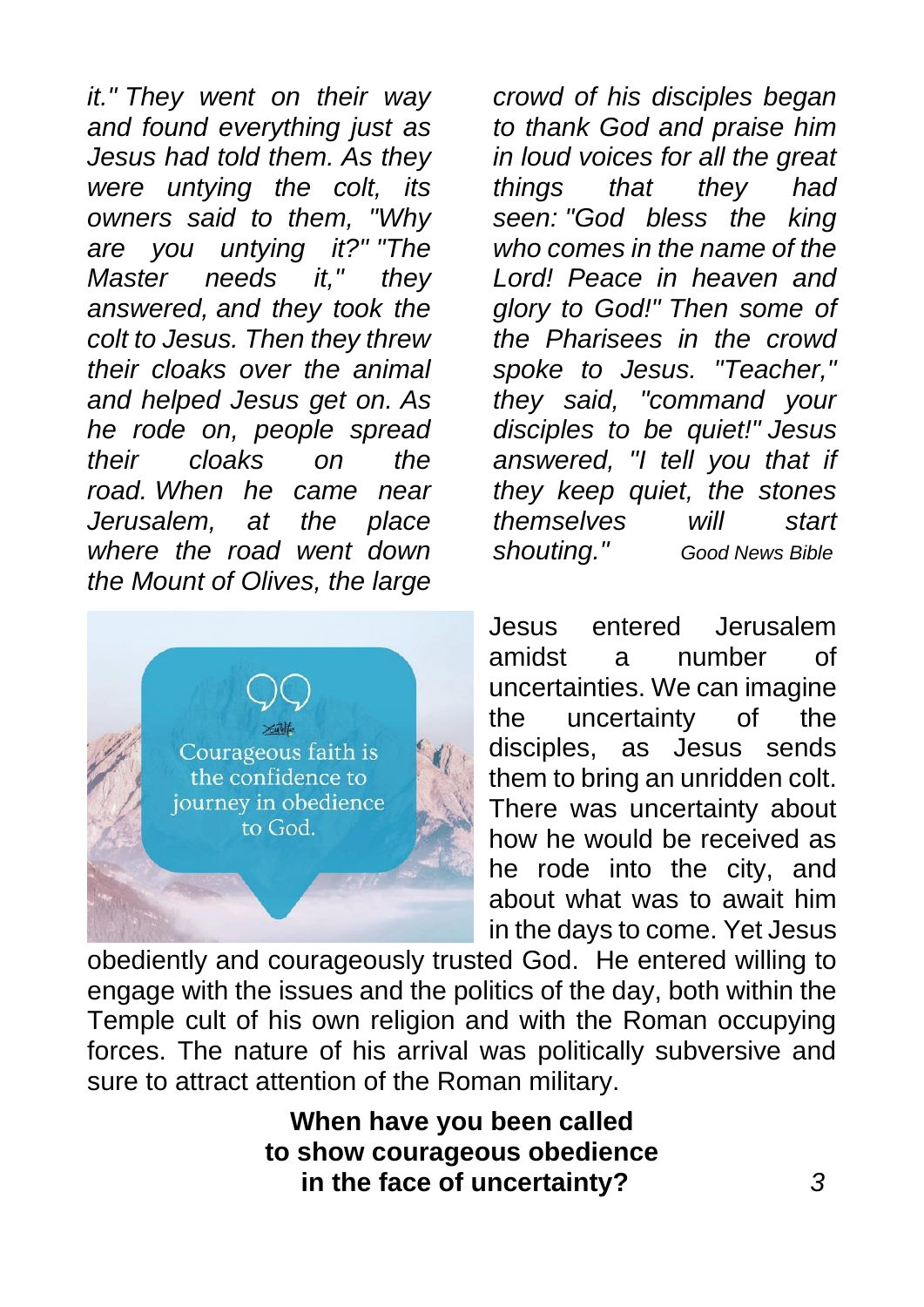*it." They went on their way and found everything just as Jesus had told them. As they were untying the colt, its owners said to them, "Why are you untying it?" "The Master needs it," they answered, and they took the colt to Jesus. Then they threw their cloaks over the animal and helped Jesus get on. As he rode on, people spread their cloaks on the road. When he came near Jerusalem, at the place where the road went down the Mount of Olives, the large crowd of his disciples began to thank God and praise him in loud voices for all the great things that they had seen: "God bless the king who comes in the name of the Lord! Peace in heaven and glory to God!" Then some of the Pharisees in the crowd spoke to Jesus. "Teacher," they said, "command your disciples to be quiet!" Jesus answered, "I tell you that if they keep quiet, the stones themselves will start shouting."* *Good News Bible*

Courageous faith is the confidence to journey in obedience to God.

Jesus entered Jerusalem amidst a number of uncertainties. We can imagine the uncertainty of the disciples, as Jesus sends them to bring an unridden colt. There was uncertainty about how he would be received as he rode into the city, and about what was to await him in the days to come. Yet Jesus obediently and courageously trusted God. He entered willing to engage with the issues and the politics of the day, both within the Temple cult of his own religion and with the Roman occupying forces. The nature of his arrival was politically subversive and sure to attract attention of the Roman military.

**When have you been called to show courageous obedience in the face of uncertainty?**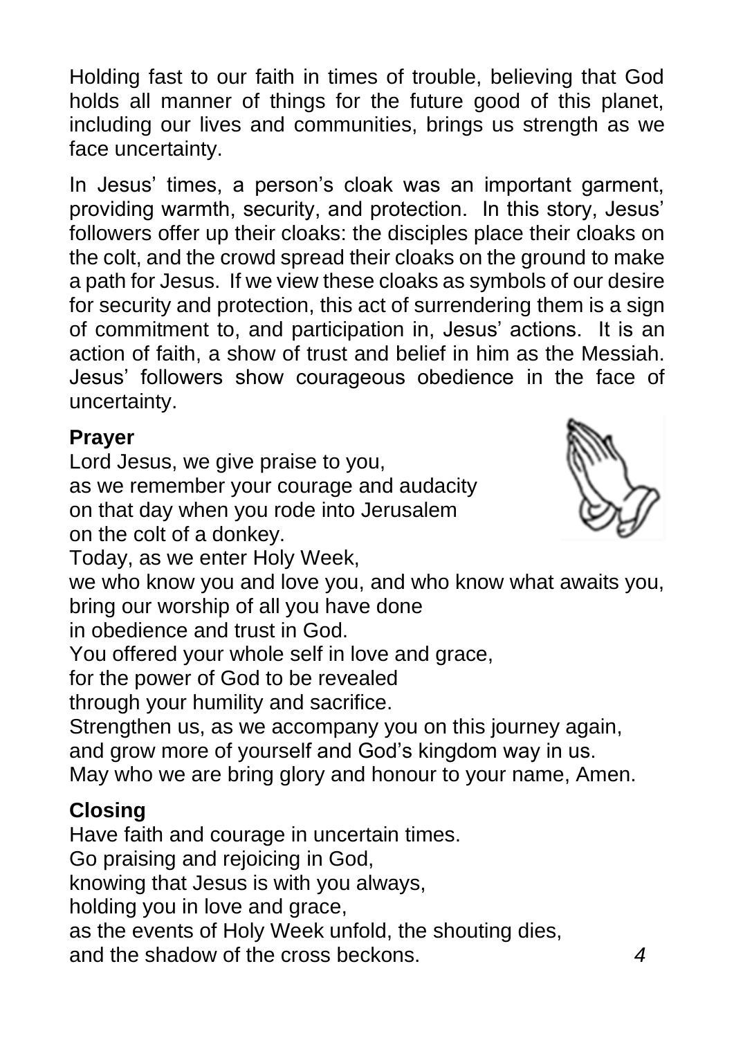Holding fast to our faith in times of trouble, believing that God holds all manner of things for the future good of this planet, including our lives and communities, brings us strength as we face uncertainty.

In Jesus' times, a person's cloak was an important garment, providing warmth, security, and protection. In this story, Jesus' followers offer up their cloaks: the disciples place their cloaks on the colt, and the crowd spread their cloaks on the ground to make a path for Jesus. If we view these cloaks as symbols of our desire for security and protection, this act of surrendering them is a sign of commitment to, and participation in, Jesus' actions. It is an action of faith, a show of trust and belief in him as the Messiah. Jesus' followers show courageous obedience in the face of uncertainty.

**Prayer**

Lord Jesus, we give praise to you,
as we remember your courage and audacity
on that day when you rode into Jerusalem
on the colt of a donkey.
Today, as we enter Holy Week,
we who know you and love you, and who know what awaits you,
bring our worship of all you have done
in obedience and trust in God.
You offered your whole self in love and grace,
for the power of God to be revealed
through your humility and sacrifice.
Strengthen us, as we accompany you on this journey again,
and grow more of yourself and God's kingdom way in us.
May who we are bring glory and honour to your name, Amen.

**Closing**

Have faith and courage in uncertain times.
Go praising and rejoicing in God,
knowing that Jesus is with you always,
holding you in love and grace,
as the events of Holy Week unfold, the shouting dies,
and the shadow of the cross beckons.